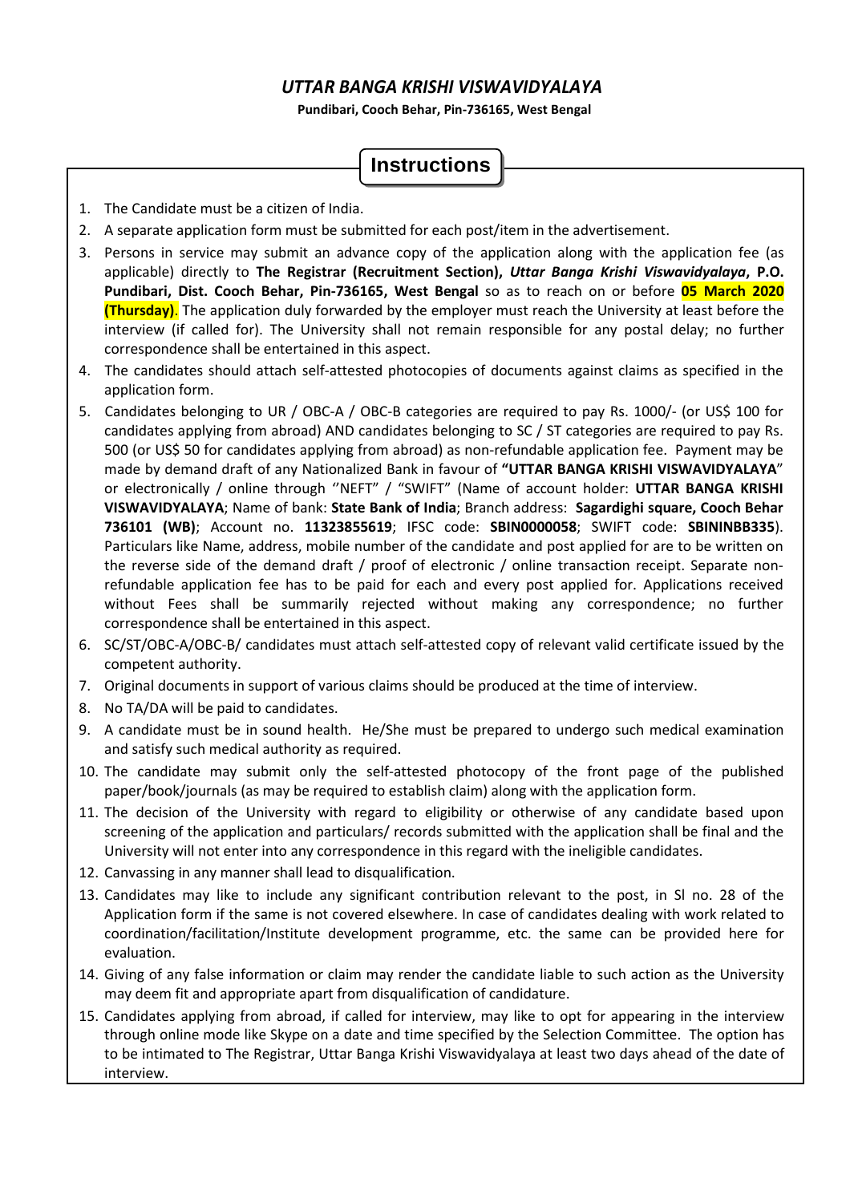# *UTTAR BANGA KRISHI VISWAVIDYALAYA*

**Pundibari, Cooch Behar, Pin-736165, West Bengal**

## Instructions

1. The Candidate must be a citizen of India.
2. A separate application form must be submitted for each post/item in the advertisement.
3. Persons in service may submit an advance copy of the application along with the application fee (as applicable) directly to **The Registrar (Recruitment Section),** ***Uttar Banga Krishi Viswavidyalaya*****, P.O. Pundibari, Dist. Cooch Behar, Pin-736165, West Bengal** so as to reach on or before **05 March 2020 (Thursday)**. The application duly forwarded by the employer must reach the University at least before the interview (if called for). The University shall not remain responsible for any postal delay; no further correspondence shall be entertained in this aspect.
4. The candidates should attach self-attested photocopies of documents against claims as specified in the application form.
5. Candidates belonging to UR / OBC-A / OBC-B categories are required to pay Rs. 1000/- (or US$ 100 for candidates applying from abroad) AND candidates belonging to SC / ST categories are required to pay Rs. 500 (or US$ 50 for candidates applying from abroad) as non-refundable application fee. Payment may be made by demand draft of any Nationalized Bank in favour of **"UTTAR BANGA KRISHI VISWAVIDYALAYA"** or electronically / online through ''NEFT" / "SWIFT" (Name of account holder: **UTTAR BANGA KRISHI VISWAVIDYALAYA**; Name of bank: **State Bank of India**; Branch address: **Sagardighi square, Cooch Behar 736101 (WB)**; Account no. **11323855619**; IFSC code: **SBIN0000058**; SWIFT code: **SBININBB335**). Particulars like Name, address, mobile number of the candidate and post applied for are to be written on the reverse side of the demand draft / proof of electronic / online transaction receipt. Separate non-refundable application fee has to be paid for each and every post applied for. Applications received without Fees shall be summarily rejected without making any correspondence; no further correspondence shall be entertained in this aspect.
6. SC/ST/OBC-A/OBC-B/ candidates must attach self-attested copy of relevant valid certificate issued by the competent authority.
7. Original documents in support of various claims should be produced at the time of interview.
8. No TA/DA will be paid to candidates.
9. A candidate must be in sound health. He/She must be prepared to undergo such medical examination and satisfy such medical authority as required.
10. The candidate may submit only the self-attested photocopy of the front page of the published paper/book/journals (as may be required to establish claim) along with the application form.
11. The decision of the University with regard to eligibility or otherwise of any candidate based upon screening of the application and particulars/ records submitted with the application shall be final and the University will not enter into any correspondence in this regard with the ineligible candidates.
12. Canvassing in any manner shall lead to disqualification.
13. Candidates may like to include any significant contribution relevant to the post, in Sl no. 28 of the Application form if the same is not covered elsewhere. In case of candidates dealing with work related to coordination/facilitation/Institute development programme, etc. the same can be provided here for evaluation.
14. Giving of any false information or claim may render the candidate liable to such action as the University may deem fit and appropriate apart from disqualification of candidature.
15. Candidates applying from abroad, if called for interview, may like to opt for appearing in the interview through online mode like Skype on a date and time specified by the Selection Committee. The option has to be intimated to The Registrar, Uttar Banga Krishi Viswavidyalaya at least two days ahead of the date of interview.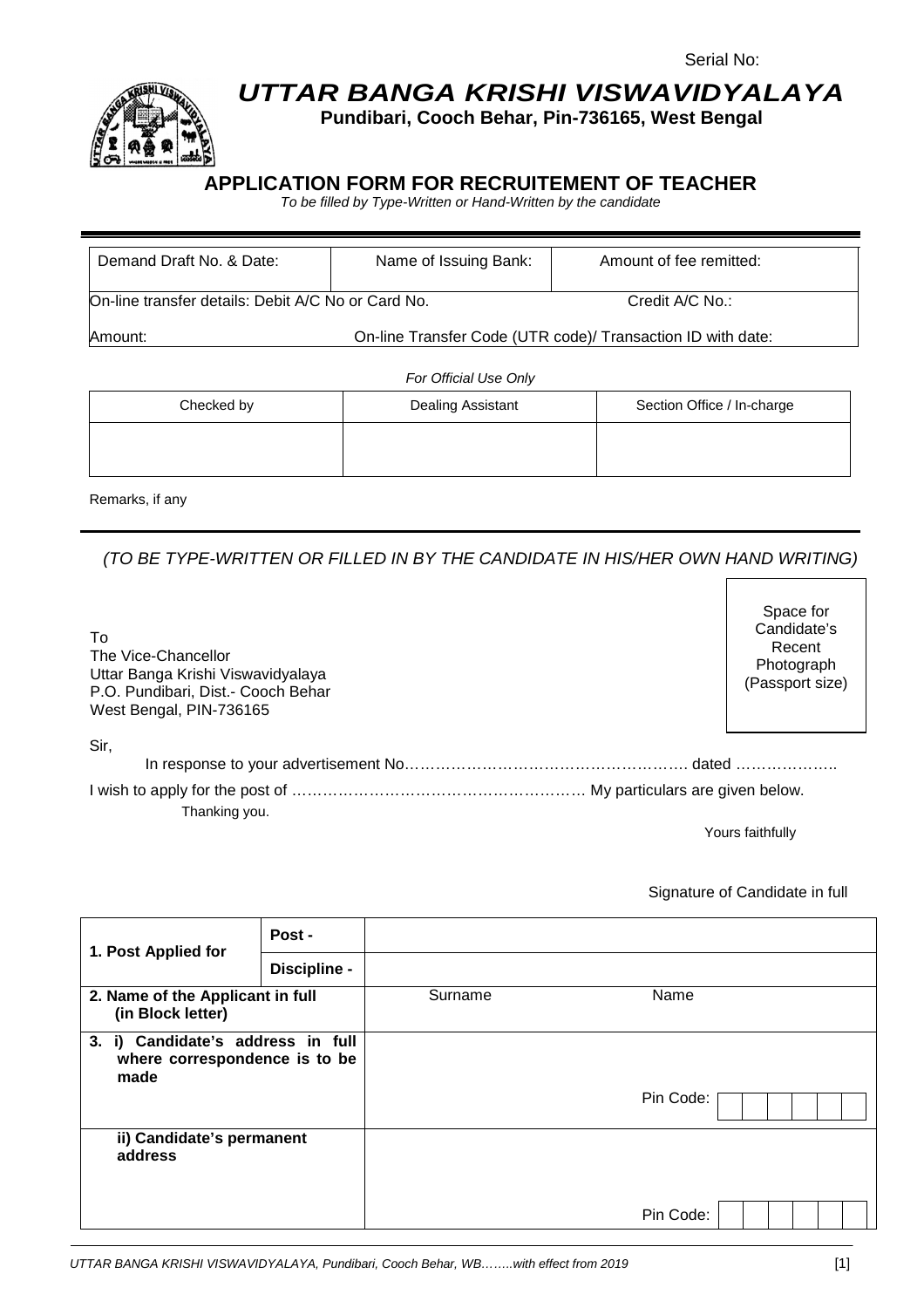Serial No:

# UTTAR BANGA KRISHI VISWAVIDYALAYA

**Pundibari, Cooch Behar, Pin-736165, West Bengal**

## APPLICATION FORM FOR RECRUITEMENT OF TEACHER

*To be filled by Type-Written or Hand-Written by the candidate*

| Demand Draft No. & Date: | Name of Issuing Bank: | Amount of fee remitted: |
|---|---|---|
| On-line transfer details: Debit A/C No or Card No. | | Credit A/C No.: |
| Amount: | On-line Transfer Code (UTR code)/ Transaction ID with date: | |

*For Official Use Only*

| Checked by | Dealing Assistant | Section Office / In-charge |
|---|---|---|
| | | |

Remarks, if any

*(TO BE TYPE-WRITTEN OR FILLED IN BY THE CANDIDATE IN HIS/HER OWN HAND WRITING)*

Space for Candidate's Recent Photograph (Passport size)

To
The Vice-Chancellor
Uttar Banga Krishi Viswavidyalaya
P.O. Pundibari, Dist.- Cooch Behar
West Bengal, PIN-736165

Sir,

In response to your advertisement No………………………………………………. dated ………………..

I wish to apply for the post of ………………………………………………… My particulars are given below.

Thanking you.

Yours faithfully

Signature of Candidate in full

| **1. Post Applied for** | **Post -** | |
|---|---|---|
| | **Discipline -** | |
| **2. Name of the Applicant in full (in Block letter)** | | Surname Name |
| **3. i) Candidate's address in full where correspondence is to be made** | | Pin Code: |
| **ii) Candidate's permanent address** | | Pin Code: |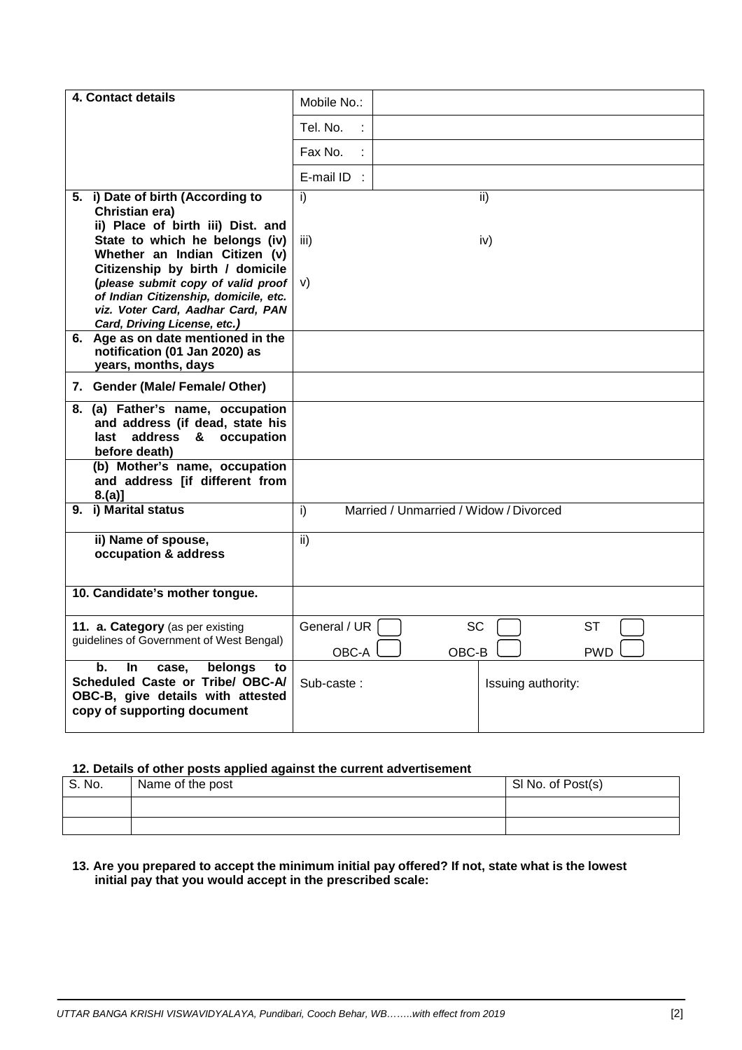| 4. Contact details | Mobile No.: | |
|---|---|---|
| | Tel. No. : | |
| | Fax No. : | |
| | E-mail ID : | |

| | | |
|---|---|---|
| **5. i) Date of birth (According to Christian era) ii) Place of birth iii) Dist. and State to which he belongs (iv) Whether an Indian Citizen (v) Citizenship by birth / domicile** (*please submit copy of valid proof of Indian Citizenship, domicile, etc. viz. Voter Card, Aadhar Card, PAN Card, Driving License, etc.*) | i) <br> iii) <br> v) | ii) <br> iv) |
| **6. Age as on date mentioned in the notification (01 Jan 2020) as years, months, days** | | |
| **7. Gender (Male/ Female/ Other)** | | |
| **8. (a) Father's name, occupation and address (if dead, state his last address & occupation before death)** | | |
| **(b) Mother's name, occupation and address [if different from 8.(a)]** | | |
| **9. i) Marital status** | i) Married / Unmarried / Widow / Divorced | |
| **ii) Name of spouse, occupation & address** | ii) | |
| **10. Candidate's mother tongue.** | | |
| **11. a. Category** (as per existing guidelines of Government of West Bengal) | General / UR ☐ SC ☐ ST ☐ <br> OBC-A ☐ OBC-B ☐ PWD ☐ | |
| **b. In case, belongs to Scheduled Caste or Tribe/ OBC-A/ OBC-B, give details with attested copy of supporting document** | Sub-caste : | Issuing authority: |

**12. Details of other posts applied against the current advertisement**

| S. No. | Name of the post | Sl No. of Post(s) |
|---|---|---|
| | | |
| | | |

**13. Are you prepared to accept the minimum initial pay offered? If not, state what is the lowest initial pay that you would accept in the prescribed scale:**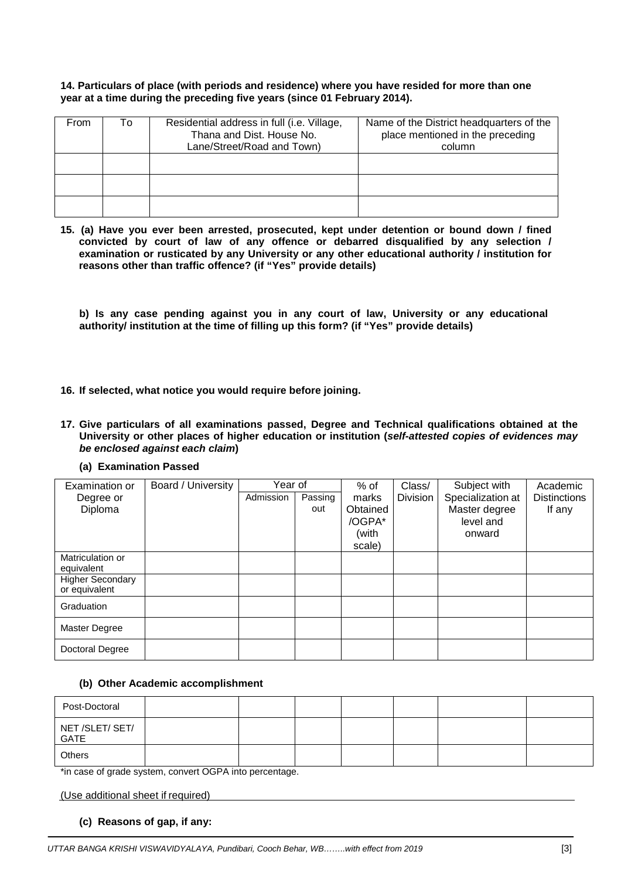**14. Particulars of place (with periods and residence) where you have resided for more than one year at a time during the preceding five years (since 01 February 2014).**

| From | To | Residential address in full (i.e. Village, Thana and Dist. House No. Lane/Street/Road and Town) | Name of the District headquarters of the place mentioned in the preceding column |
|---|---|---|---|
| | | | |
| | | | |
| | | | |

**15. (a) Have you ever been arrested, prosecuted, kept under detention or bound down / fined convicted by court of law of any offence or debarred disqualified by any selection / examination or rusticated by any University or any other educational authority / institution for reasons other than traffic offence? (if "Yes" provide details)**

**b) Is any case pending against you in any court of law, University or any educational authority/ institution at the time of filling up this form? (if "Yes" provide details)**

**16. If selected, what notice you would require before joining.**

**17. Give particulars of all examinations passed, Degree and Technical qualifications obtained at the University or other places of higher education or institution (*self-attested copies of evidences may be enclosed against each claim*)**

**(a) Examination Passed**

| Examination or Degree or Diploma | Board / University | Year of | | % of marks Obtained /OGPA* (with scale) | Class/ Division | Subject with Specialization at Master degree level and onward | Academic Distinctions If any |
|---|---|---|---|---|---|---|---|
| | | Admission | Passing out | | | | |
| Matriculation or equivalent | | | | | | | |
| Higher Secondary or equivalent | | | | | | | |
| Graduation | | | | | | | |
| Master Degree | | | | | | | |
| Doctoral Degree | | | | | | | |

**(b) Other Academic accomplishment**

| | | | | | | | |
|---|---|---|---|---|---|---|---|
| Post-Doctoral | | | | | | | |
| NET /SLET/ SET/ GATE | | | | | | | |
| Others | | | | | | | |

*in case of grade system, convert OGPA into percentage.

(Use additional sheet if required)

**(c) Reasons of gap, if any:**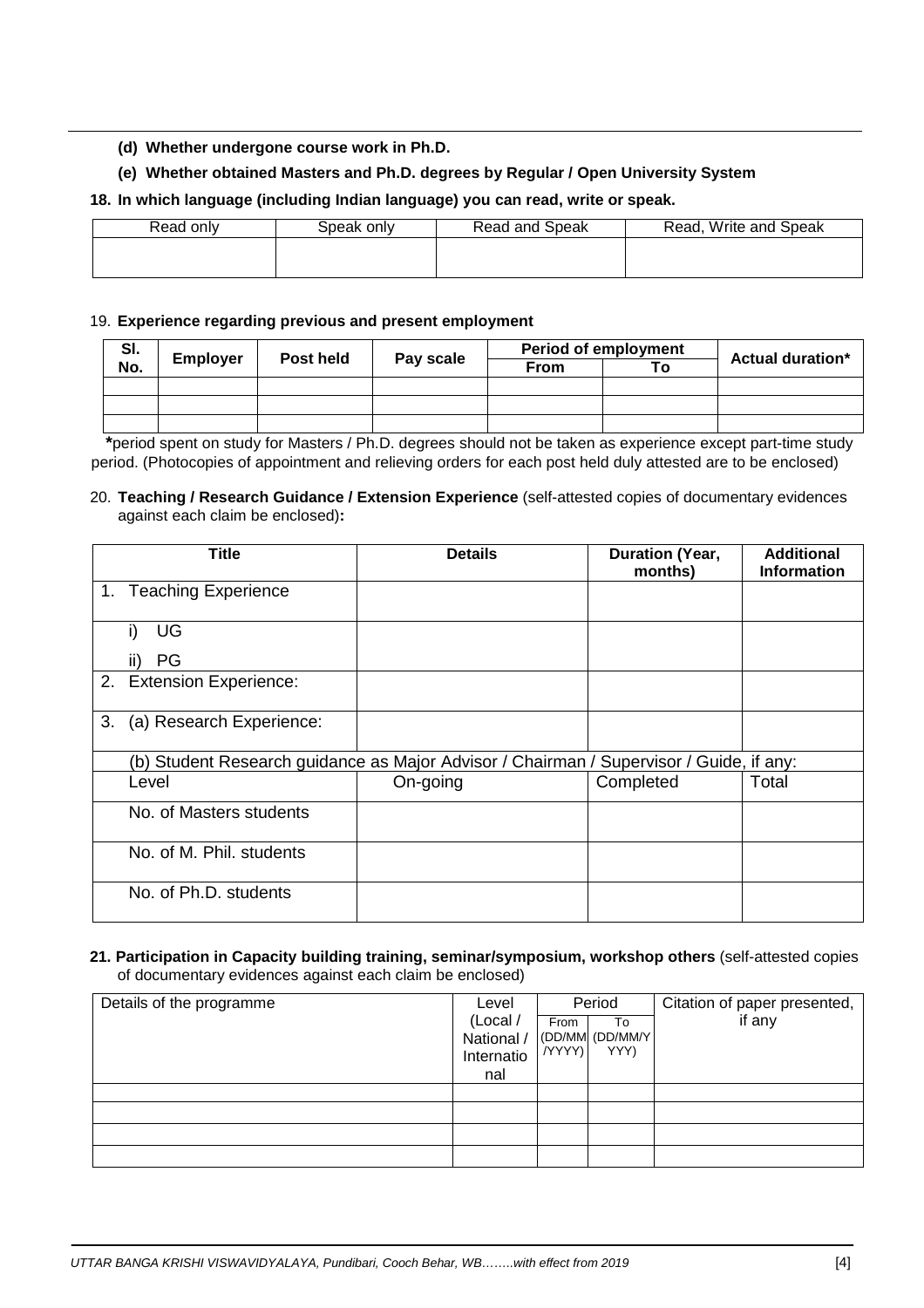**(d) Whether undergone course work in Ph.D.**

**(e) Whether obtained Masters and Ph.D. degrees by Regular / Open University System**

**18. In which language (including Indian language) you can read, write or speak.**

| Read only | Speak only | Read and Speak | Read, Write and Speak |
|---|---|---|---|
| | | | |

19. **Experience regarding previous and present employment**

| Sl. No. | Employer | Post held | Pay scale | Period of employment | | Actual duration* |
|---|---|---|---|---|---|---|
| | | | | From | To | |
| | | | | | | |
| | | | | | | |
| | | | | | | |

**\***period spent on study for Masters / Ph.D. degrees should not be taken as experience except part-time study period. (Photocopies of appointment and relieving orders for each post held duly attested are to be enclosed)

20. **Teaching / Research Guidance / Extension Experience** (self-attested copies of documentary evidences against each claim be enclosed)**:**

| Title | Details | Duration (Year, months) | Additional Information |
|---|---|---|---|
| 1. Teaching Experience | | | |
| i) UG<br>ii) PG | | | |
| 2. Extension Experience: | | | |
| 3. (a) Research Experience: | | | |
| (b) Student Research guidance as Major Advisor / Chairman / Supervisor / Guide, if any: | | | |
| Level | On-going | Completed | Total |
| No. of Masters students | | | |
| No. of M. Phil. students | | | |
| No. of Ph.D. students | | | |

**21. Participation in Capacity building training, seminar/symposium, workshop others** (self-attested copies of documentary evidences against each claim be enclosed)

| Details of the programme | Level (Local / National / International | Period | | Citation of paper presented, if any |
|---|---|---|---|---|
| | | From (DD/MM/YYYY) | To (DD/MM/YYYY) | |
| | | | | |
| | | | | |
| | | | | |
| | | | | |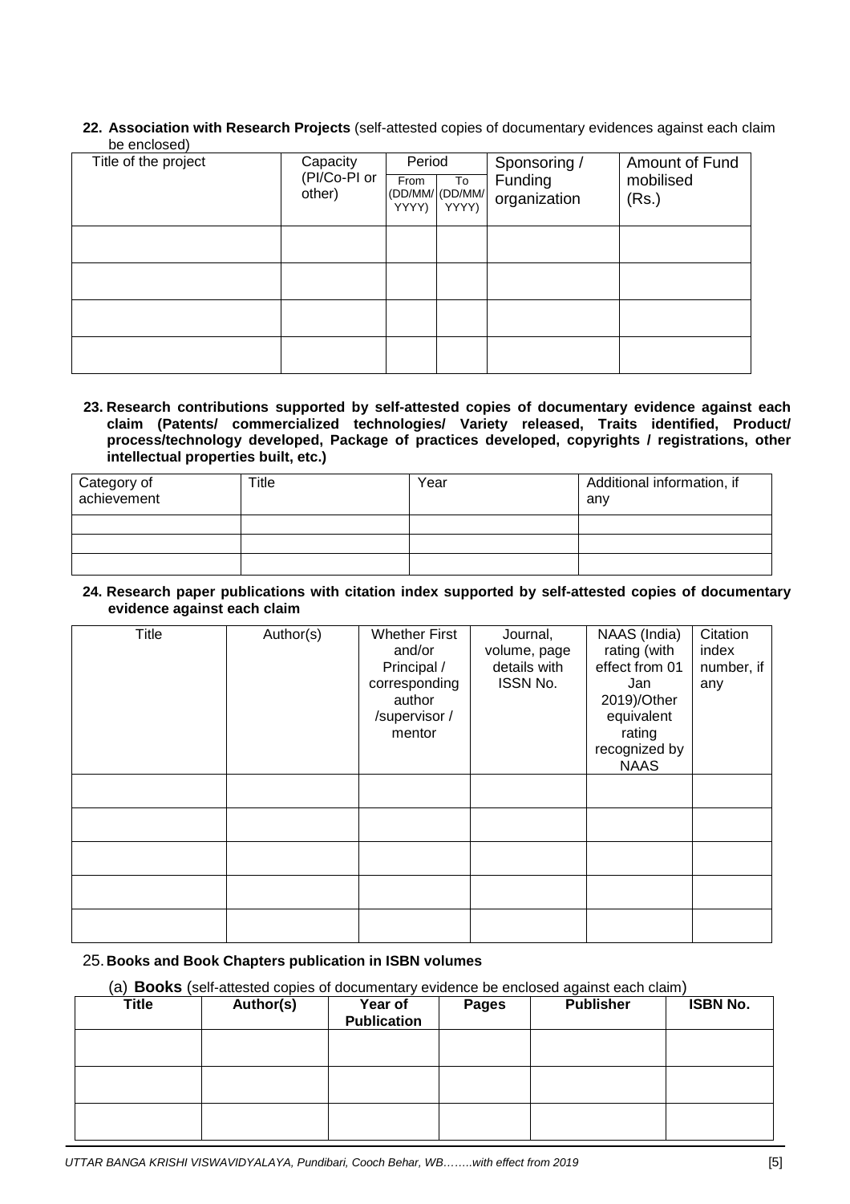**22. Association with Research Projects** (self-attested copies of documentary evidences against each claim be enclosed)

| Title of the project | Capacity (PI/Co-PI or other) | Period | | Sponsoring / Funding organization | Amount of Fund mobilised (Rs.) |
|---|---|---|---|---|---|
| | | From (DD/MM/ YYYY) | To (DD/MM/ YYYY) | | |
| | | | | | |
| | | | | | |
| | | | | | |
| | | | | | |

**23. Research contributions supported by self-attested copies of documentary evidence against each claim (Patents/ commercialized technologies/ Variety released, Traits identified, Product/ process/technology developed, Package of practices developed, copyrights / registrations, other intellectual properties built, etc.)**

| Category of achievement | Title | Year | Additional information, if any |
|---|---|---|---|
| | | | |
| | | | |
| | | | |

**24. Research paper publications with citation index supported by self-attested copies of documentary evidence against each claim**

| Title | Author(s) | Whether First and/or Principal / corresponding author /supervisor / mentor | Journal, volume, page details with ISSN No. | NAAS (India) rating (with effect from 01 Jan 2019)/Other equivalent rating recognized by NAAS | Citation index number, if any |
|---|---|---|---|---|---|
| | | | | | |
| | | | | | |
| | | | | | |
| | | | | | |
| | | | | | |

25. **Books and Book Chapters publication in ISBN volumes**

(a) **Books** (self-attested copies of documentary evidence be enclosed against each claim)

| Title | Author(s) | Year of Publication | Pages | Publisher | ISBN No. |
|---|---|---|---|---|---|
| | | | | | |
| | | | | | |
| | | | | | |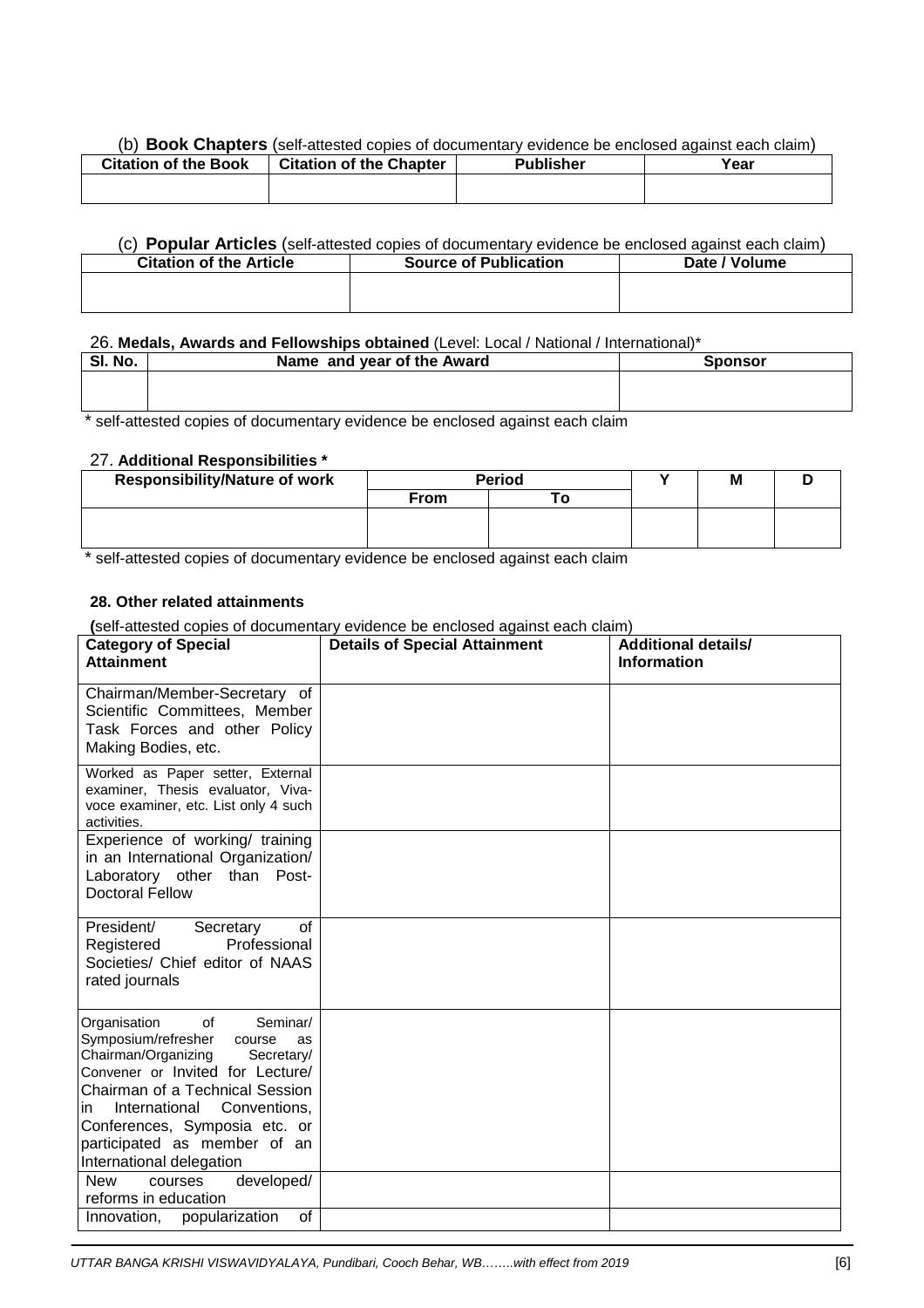(b) **Book Chapters** (self-attested copies of documentary evidence be enclosed against each claim)

| Citation of the Book | Citation of the Chapter | Publisher | Year |
|---|---|---|---|
| | | | |

(c) **Popular Articles** (self-attested copies of documentary evidence be enclosed against each claim)

| Citation of the Article | Source of Publication | Date / Volume |
|---|---|---|
| | | |

26. **Medals, Awards and Fellowships obtained** (Level: Local / National / International)*

| Sl. No. | Name and year of the Award | Sponsor |
|---|---|---|
| | | |

* self-attested copies of documentary evidence be enclosed against each claim

27. **Additional Responsibilities ***

| Responsibility/Nature of work | Period | | Y | M | D |
|---|---|---|---|---|---|
| | From | To | | | |
| | | | | | |

* self-attested copies of documentary evidence be enclosed against each claim

**28. Other related attainments**

**(**self-attested copies of documentary evidence be enclosed against each claim)

| Category of Special Attainment | Details of Special Attainment | Additional details/ Information |
|---|---|---|
| Chairman/Member-Secretary of Scientific Committees, Member Task Forces and other Policy Making Bodies, etc. | | |
| Worked as Paper setter, External examiner, Thesis evaluator, Viva-voce examiner, etc. List only 4 such activities. | | |
| Experience of working/ training in an International Organization/ Laboratory other than Post-Doctoral Fellow | | |
| President/ Secretary of Registered Professional Societies/ Chief editor of NAAS rated journals | | |
| Organisation of Seminar/ Symposium/refresher course as Chairman/Organizing Secretary/ Convener or Invited for Lecture/ Chairman of a Technical Session in International Conventions, Conferences, Symposia etc. or participated as member of an International delegation | | |
| New courses developed/ reforms in education | | |
| Innovation, popularization of | | |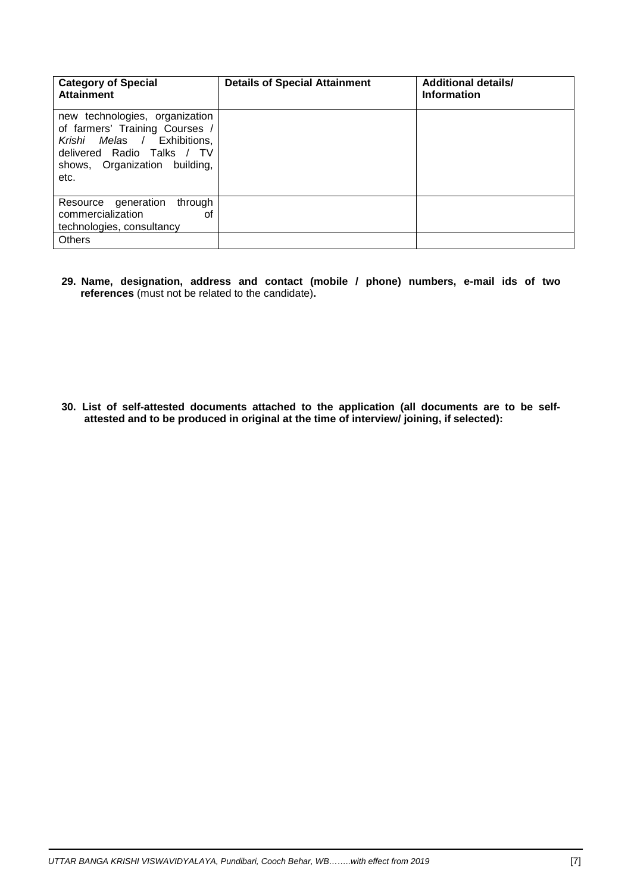| Category of Special Attainment | Details of Special Attainment | Additional details/ Information |
|---|---|---|
| new technologies, organization of farmers' Training Courses / *Krishi Melas* / Exhibitions, delivered Radio Talks / TV shows, Organization building, etc. | | |
| Resource generation through commercialization of technologies, consultancy | | |
| Others | | |

**29. Name, designation, address and contact (mobile / phone) numbers, e-mail ids of two references** (must not be related to the candidate)**.**

**30. List of self-attested documents attached to the application (all documents are to be self-attested and to be produced in original at the time of interview/ joining, if selected):**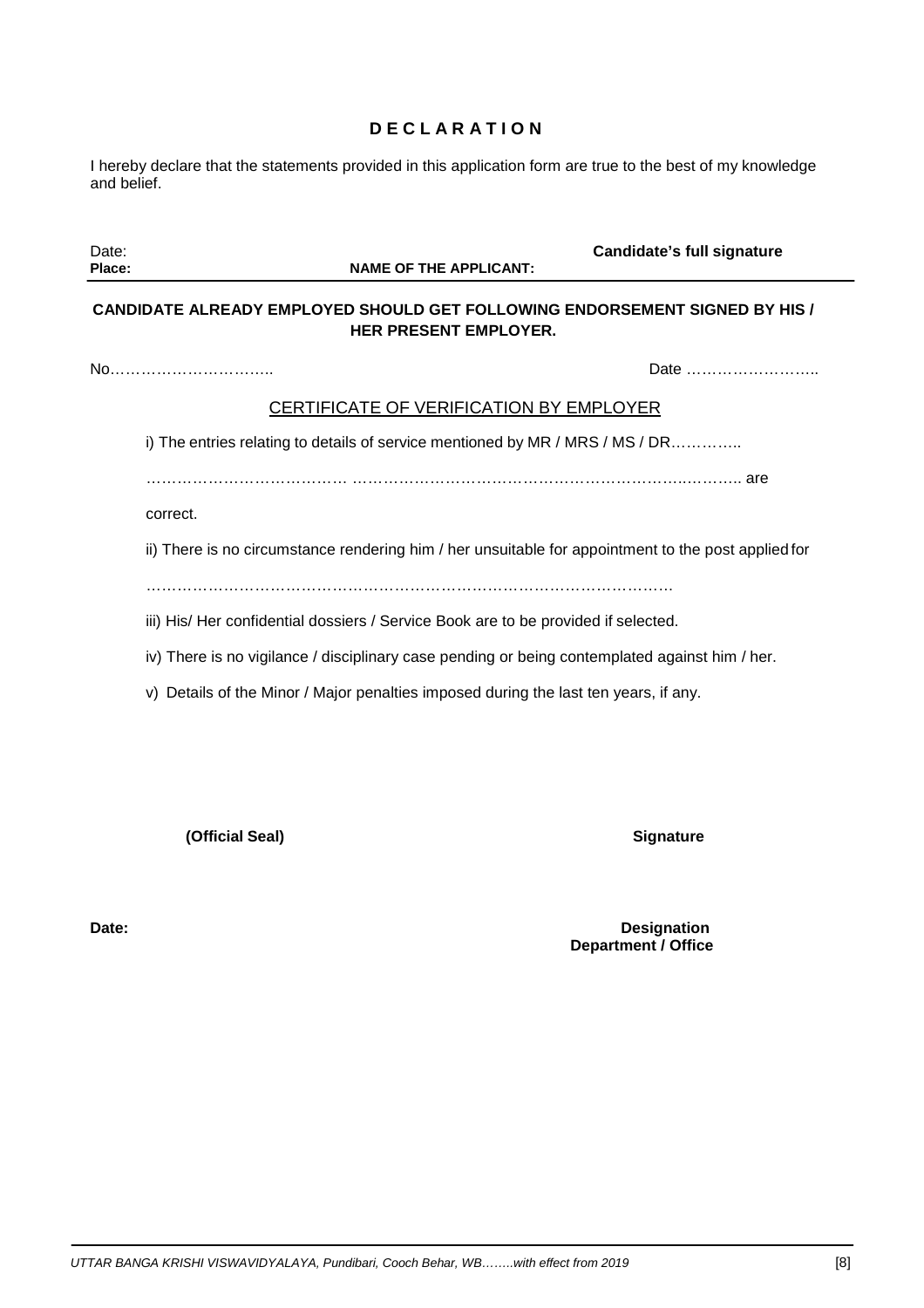## D E C L A R A T I O N

I hereby declare that the statements provided in this application form are true to the best of my knowledge and belief.

Date: **Candidate's full signature**

**Place:** **NAME OF THE APPLICANT:**

---

**CANDIDATE ALREADY EMPLOYED SHOULD GET FOLLOWING ENDORSEMENT SIGNED BY HIS / HER PRESENT EMPLOYER.**

No………………………….. Date ……………………..

### CERTIFICATE OF VERIFICATION BY EMPLOYER

i) The entries relating to details of service mentioned by MR / MRS / MS / DR…………..

……………………………… ……………………………………………………..……….. are

correct.

ii) There is no circumstance rendering him / her unsuitable for appointment to the post applied for

………………………………………………………………………………………

iii) His/ Her confidential dossiers / Service Book are to be provided if selected.

iv) There is no vigilance / disciplinary case pending or being contemplated against him / her.

v) Details of the Minor / Major penalties imposed during the last ten years, if any.

**(Official Seal)** **Signature**

**Date:** **Designation**
**Department / Office**